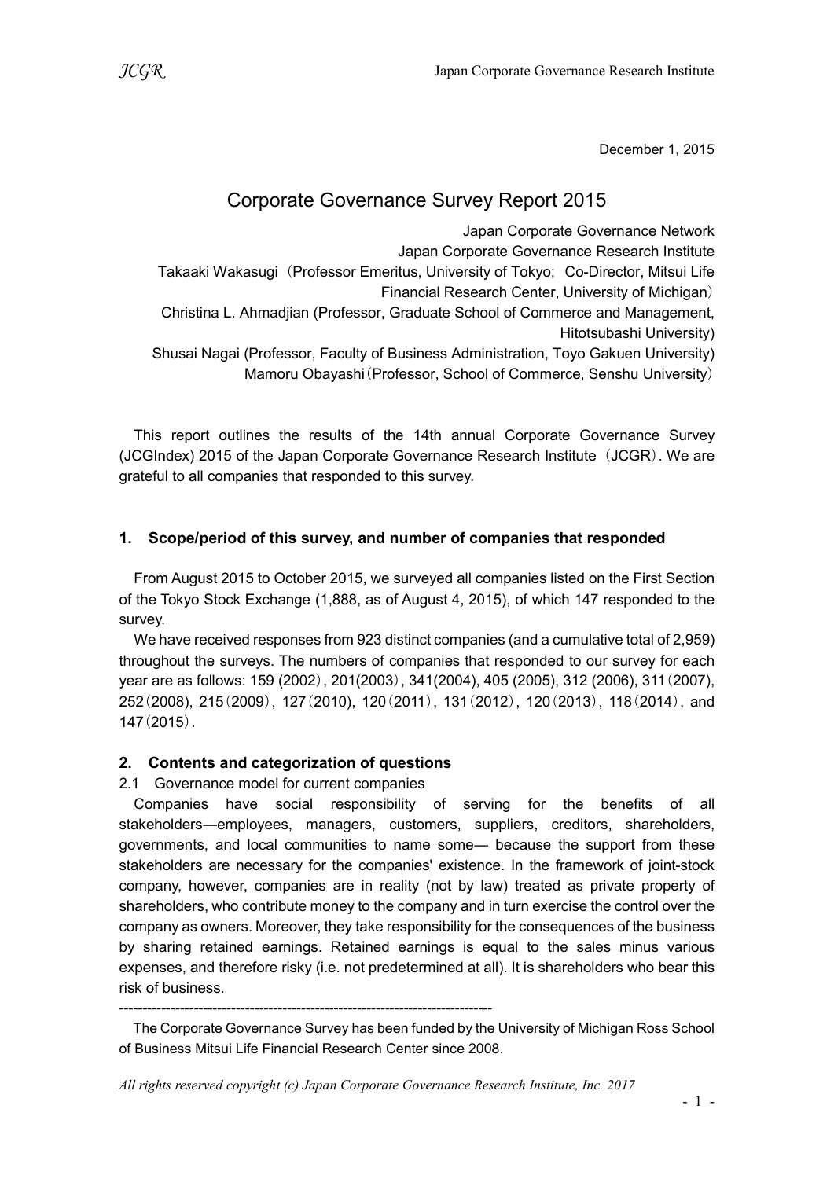December 1, 2015

# Corporate Governance Survey Report 2015

Japan Corporate Governance Network
Japan Corporate Governance Research Institute
Takaaki Wakasugi（Professor Emeritus, University of Tokyo; Co-Director, Mitsui Life Financial Research Center, University of Michigan）
Christina L. Ahmadjian (Professor, Graduate School of Commerce and Management, Hitotsubashi University)
Shusai Nagai (Professor, Faculty of Business Administration, Toyo Gakuen University)
Mamoru Obayashi（Professor, School of Commerce, Senshu University）

This report outlines the results of the 14th annual Corporate Governance Survey (JCGIndex) 2015 of the Japan Corporate Governance Research Institute（JCGR）. We are grateful to all companies that responded to this survey.

## 1. Scope/period of this survey, and number of companies that responded

From August 2015 to October 2015, we surveyed all companies listed on the First Section of the Tokyo Stock Exchange (1,888, as of August 4, 2015), of which 147 responded to the survey.

We have received responses from 923 distinct companies (and a cumulative total of 2,959) throughout the surveys. The numbers of companies that responded to our survey for each year are as follows: 159 (2002), 201(2003), 341(2004), 405 (2005), 312 (2006), 311(2007), 252(2008), 215(2009), 127(2010), 120(2011), 131(2012), 120(2013), 118(2014), and 147(2015).

## 2. Contents and categorization of questions

### 2.1 Governance model for current companies

Companies have social responsibility of serving for the benefits of all stakeholders—employees, managers, customers, suppliers, creditors, shareholders, governments, and local communities to name some— because the support from these stakeholders are necessary for the companies' existence. In the framework of joint-stock company, however, companies are in reality (not by law) treated as private property of shareholders, who contribute money to the company and in turn exercise the control over the company as owners. Moreover, they take responsibility for the consequences of the business by sharing retained earnings. Retained earnings is equal to the sales minus various expenses, and therefore risky (i.e. not predetermined at all). It is shareholders who bear this risk of business.

---

The Corporate Governance Survey has been funded by the University of Michigan Ross School of Business Mitsui Life Financial Research Center since 2008.

*All rights reserved copyright (c) Japan Corporate Governance Research Institute, Inc. 2017*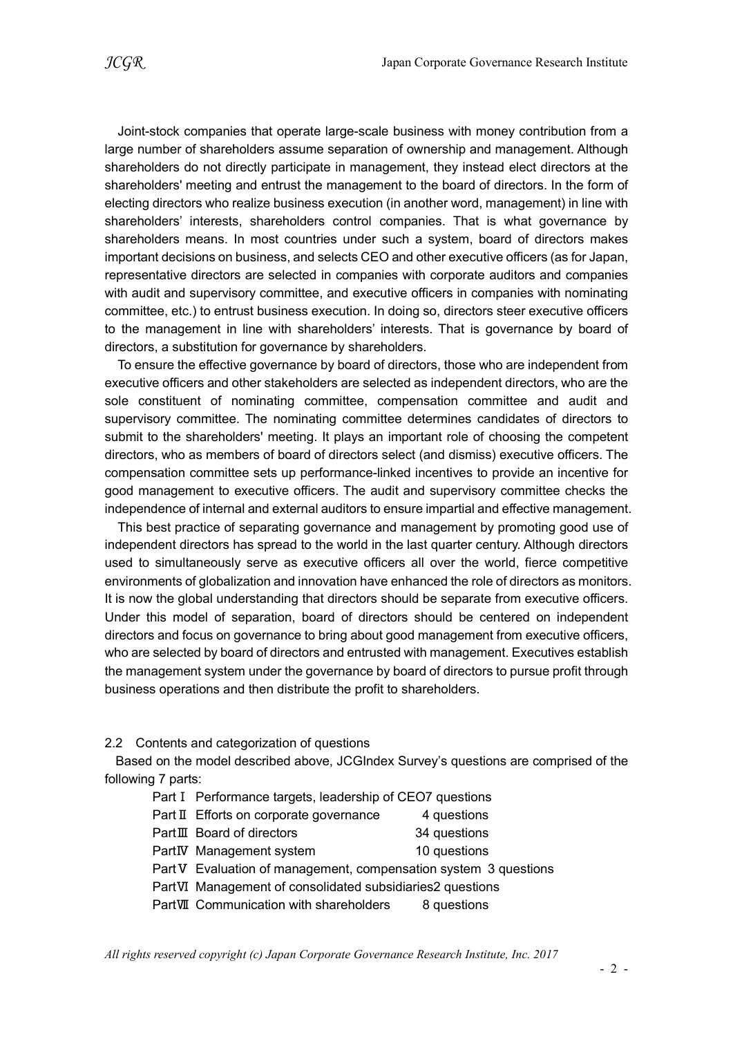Joint-stock companies that operate large-scale business with money contribution from a large number of shareholders assume separation of ownership and management. Although shareholders do not directly participate in management, they instead elect directors at the shareholders' meeting and entrust the management to the board of directors. In the form of electing directors who realize business execution (in another word, management) in line with shareholders' interests, shareholders control companies. That is what governance by shareholders means. In most countries under such a system, board of directors makes important decisions on business, and selects CEO and other executive officers (as for Japan, representative directors are selected in companies with corporate auditors and companies with audit and supervisory committee, and executive officers in companies with nominating committee, etc.) to entrust business execution. In doing so, directors steer executive officers to the management in line with shareholders' interests. That is governance by board of directors, a substitution for governance by shareholders.

To ensure the effective governance by board of directors, those who are independent from executive officers and other stakeholders are selected as independent directors, who are the sole constituent of nominating committee, compensation committee and audit and supervisory committee. The nominating committee determines candidates of directors to submit to the shareholders' meeting. It plays an important role of choosing the competent directors, who as members of board of directors select (and dismiss) executive officers. The compensation committee sets up performance-linked incentives to provide an incentive for good management to executive officers. The audit and supervisory committee checks the independence of internal and external auditors to ensure impartial and effective management.

This best practice of separating governance and management by promoting good use of independent directors has spread to the world in the last quarter century. Although directors used to simultaneously serve as executive officers all over the world, fierce competitive environments of globalization and innovation have enhanced the role of directors as monitors. It is now the global understanding that directors should be separate from executive officers. Under this model of separation, board of directors should be centered on independent directors and focus on governance to bring about good management from executive officers, who are selected by board of directors and entrusted with management. Executives establish the management system under the governance by board of directors to pursue profit through business operations and then distribute the profit to shareholders.

## 2.2 Contents and categorization of questions

Based on the model described above, JCGIndex Survey's questions are comprised of the following 7 parts:

- Part Ⅰ Performance targets, leadership of CEO 7 questions
- Part Ⅱ Efforts on corporate governance 4 questions
- Part Ⅲ Board of directors 34 questions
- Part Ⅳ Management system 10 questions
- Part Ⅴ Evaluation of management, compensation system 3 questions
- Part Ⅵ Management of consolidated subsidiaries 2 questions
- Part Ⅶ Communication with shareholders 8 questions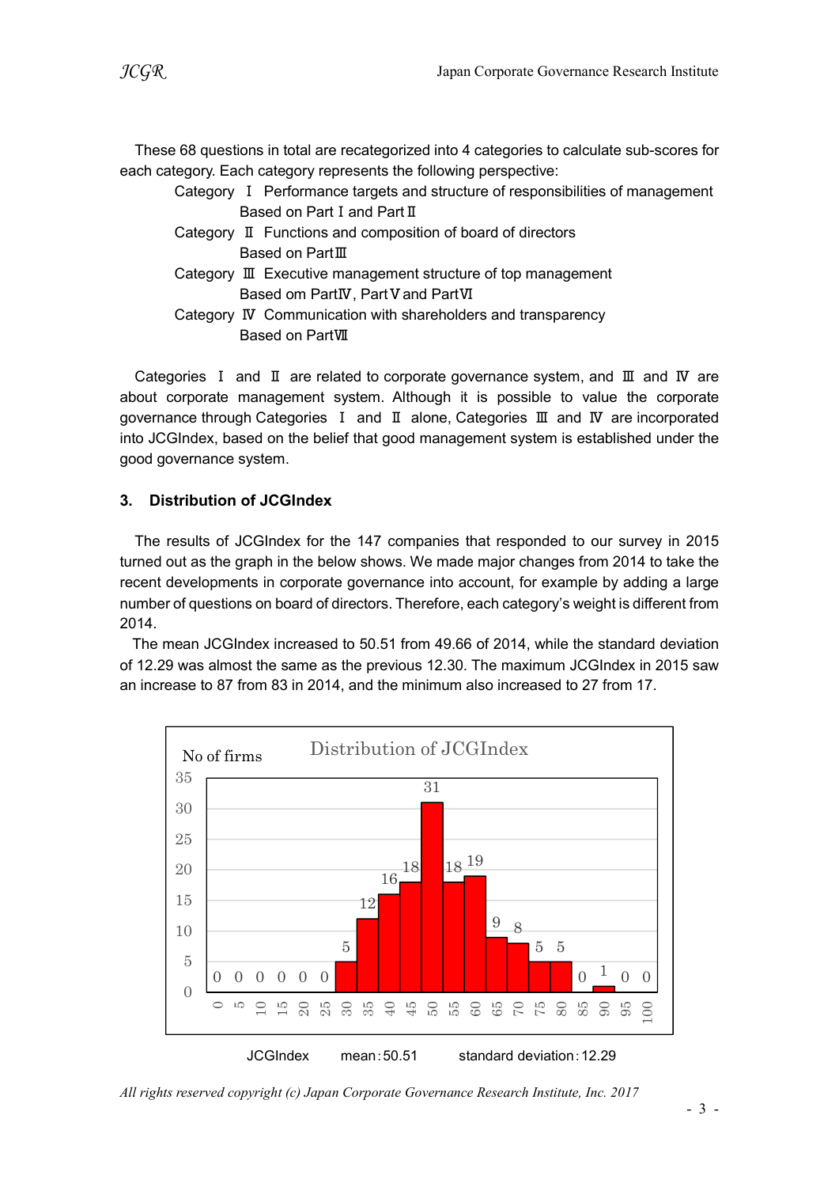These 68 questions in total are recategorized into 4 categories to calculate sub-scores for each category. Each category represents the following perspective:

Category Ⅰ Performance targets and structure of responsibilities of management
Based on Part Ⅰ and Part Ⅱ

Category Ⅱ Functions and composition of board of directors
Based on Part Ⅲ

Category Ⅲ Executive management structure of top management
Based om Part Ⅳ, Part Ⅴ and Part Ⅵ

Category Ⅳ Communication with shareholders and transparency
Based on Part Ⅶ

Categories Ⅰ and Ⅱ are related to corporate governance system, and Ⅲ and Ⅳ are about corporate management system. Although it is possible to value the corporate governance through Categories Ⅰ and Ⅱ alone, Categories Ⅲ and Ⅳ are incorporated into JCGIndex, based on the belief that good management system is established under the good governance system.

### 3. Distribution of JCGIndex

The results of JCGIndex for the 147 companies that responded to our survey in 2015 turned out as the graph in the below shows. We made major changes from 2014 to take the recent developments in corporate governance into account, for example by adding a large number of questions on board of directors. Therefore, each category's weight is different from 2014.

The mean JCGIndex increased to 50.51 from 49.66 of 2014, while the standard deviation of 12.29 was almost the same as the previous 12.30. The maximum JCGIndex in 2015 saw an increase to 87 from 83 in 2014, and the minimum also increased to 27 from 17.

**Distribution of JCGIndex**

| JCGIndex | 0 | 5 | 10 | 15 | 20 | 25 | 30 | 35 | 40 | 45 | 50 | 55 | 60 | 65 | 70 | 75 | 80 | 85 | 90 | 95 | 100 |
|---|---|---|---|---|---|---|---|---|---|---|---|---|---|---|---|---|---|---|---|---|---|
| No of firms | 0 | 0 | 0 | 0 | 0 | 0 | 5 | 12 | 16 | 18 | 31 | 18 | 19 | 9 | 8 | 5 | 5 | 0 | 1 | 0 | 0 |

JCGIndex mean：50.51 standard deviation：12.29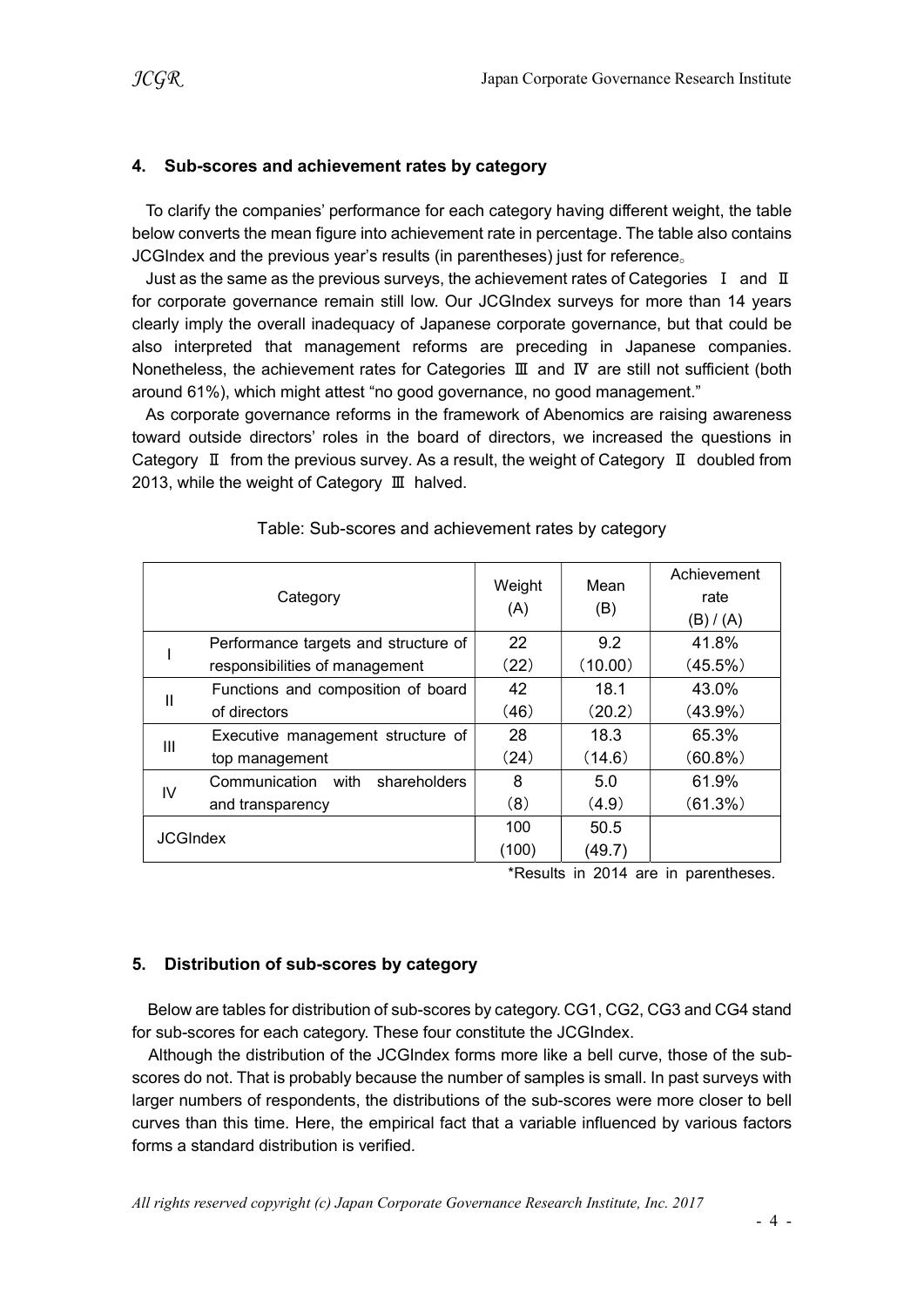## 4. Sub-scores and achievement rates by category

To clarify the companies' performance for each category having different weight, the table below converts the mean figure into achievement rate in percentage. The table also contains JCGIndex and the previous year's results (in parentheses) just for reference。

Just as the same as the previous surveys, the achievement rates of Categories Ⅰ and Ⅱ for corporate governance remain still low. Our JCGIndex surveys for more than 14 years clearly imply the overall inadequacy of Japanese corporate governance, but that could be also interpreted that management reforms are preceding in Japanese companies. Nonetheless, the achievement rates for Categories Ⅲ and Ⅳ are still not sufficient (both around 61%), which might attest "no good governance, no good management."

As corporate governance reforms in the framework of Abenomics are raising awareness toward outside directors' roles in the board of directors, we increased the questions in Category Ⅱ from the previous survey. As a result, the weight of Category Ⅱ doubled from 2013, while the weight of Category Ⅲ halved.

Table: Sub-scores and achievement rates by category

| Category | | Weight (A) | Mean (B) | Achievement rate (B) / (A) |
|---|---|---|---|---|
| I | Performance targets and structure of responsibilities of management | 22 (22) | 9.2 (10.00) | 41.8% (45.5%) |
| II | Functions and composition of board of directors | 42 (46) | 18.1 (20.2) | 43.0% (43.9%) |
| III | Executive management structure of top management | 28 (24) | 18.3 (14.6) | 65.3% (60.8%) |
| IV | Communication with shareholders and transparency | 8 (8) | 5.0 (4.9) | 61.9% (61.3%) |
| JCGIndex | | 100 (100) | 50.5 (49.7) | |

*Results in 2014 are in parentheses.

## 5. Distribution of sub-scores by category

Below are tables for distribution of sub-scores by category. CG1, CG2, CG3 and CG4 stand for sub-scores for each category. These four constitute the JCGIndex.

Although the distribution of the JCGIndex forms more like a bell curve, those of the sub-scores do not. That is probably because the number of samples is small. In past surveys with larger numbers of respondents, the distributions of the sub-scores were more closer to bell curves than this time. Here, the empirical fact that a variable influenced by various factors forms a standard distribution is verified.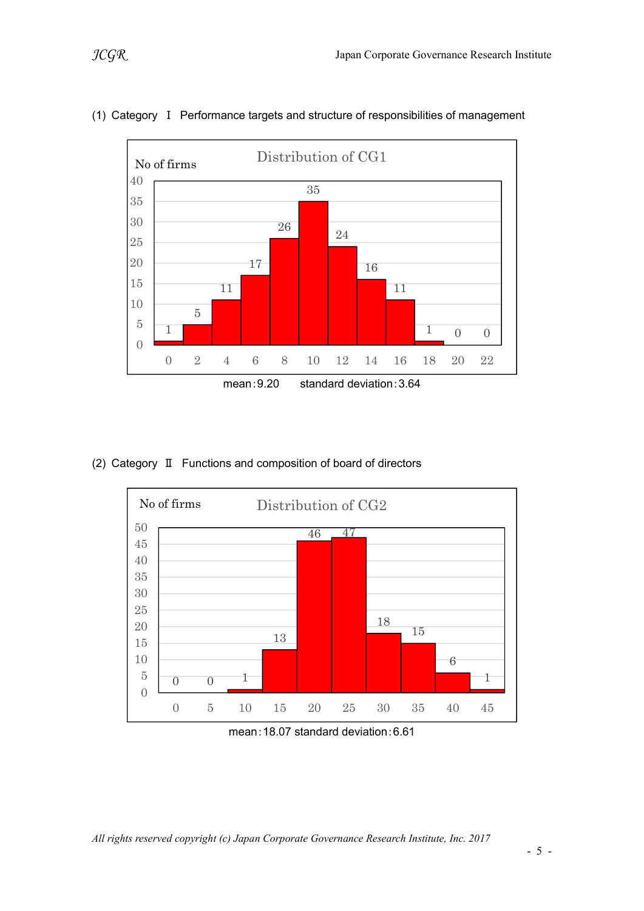(1) Category Ⅰ Performance targets and structure of responsibilities of management

**Distribution of CG1**

| Score | 0 | 2 | 4 | 6 | 8 | 10 | 12 | 14 | 16 | 18 | 20 | 22 |
|---|---|---|---|---|---|---|---|---|---|---|---|---|
| No of firms | 1 | 5 | 11 | 17 | 26 | 35 | 24 | 16 | 11 | 1 | 0 | 0 |

mean : 9.20 standard deviation : 3.64

(2) Category Ⅱ Functions and composition of board of directors

**Distribution of CG2**

| Score | 0 | 5 | 10 | 15 | 20 | 25 | 30 | 35 | 40 | 45 |
|---|---|---|---|---|---|---|---|---|---|---|
| No of firms | 0 | 0 | 1 | 13 | 46 | 47 | 18 | 15 | 6 | 1 |

mean : 18.07 standard deviation : 6.61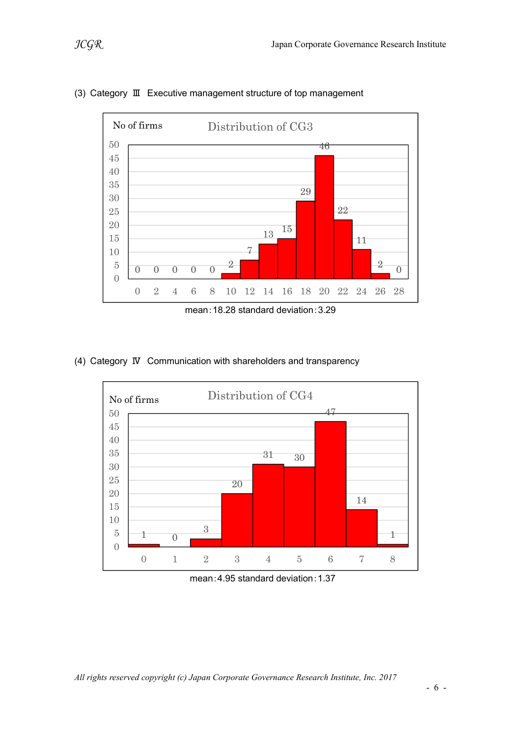(3) Category Ⅲ Executive management structure of top management

**Distribution of CG3**

| Score | 0 | 2 | 4 | 6 | 8 | 10 | 12 | 14 | 16 | 18 | 20 | 22 | 24 | 26 | 28 |
|---|---|---|---|---|---|---|---|---|---|---|---|---|---|---|---|
| No of firms | 0 | 0 | 0 | 0 | 0 | 2 | 7 | 13 | 15 | 29 | 46 | 22 | 11 | 2 | 0 |

mean : 18.28 standard deviation : 3.29

(4) Category Ⅳ Communication with shareholders and transparency

**Distribution of CG4**

| Score | 0 | 1 | 2 | 3 | 4 | 5 | 6 | 7 | 8 |
|---|---|---|---|---|---|---|---|---|---|
| No of firms | 1 | 0 | 3 | 20 | 31 | 30 | 47 | 14 | 1 |

mean : 4.95 standard deviation : 1.37

*All rights reserved copyright (c) Japan Corporate Governance Research Institute, Inc. 2017*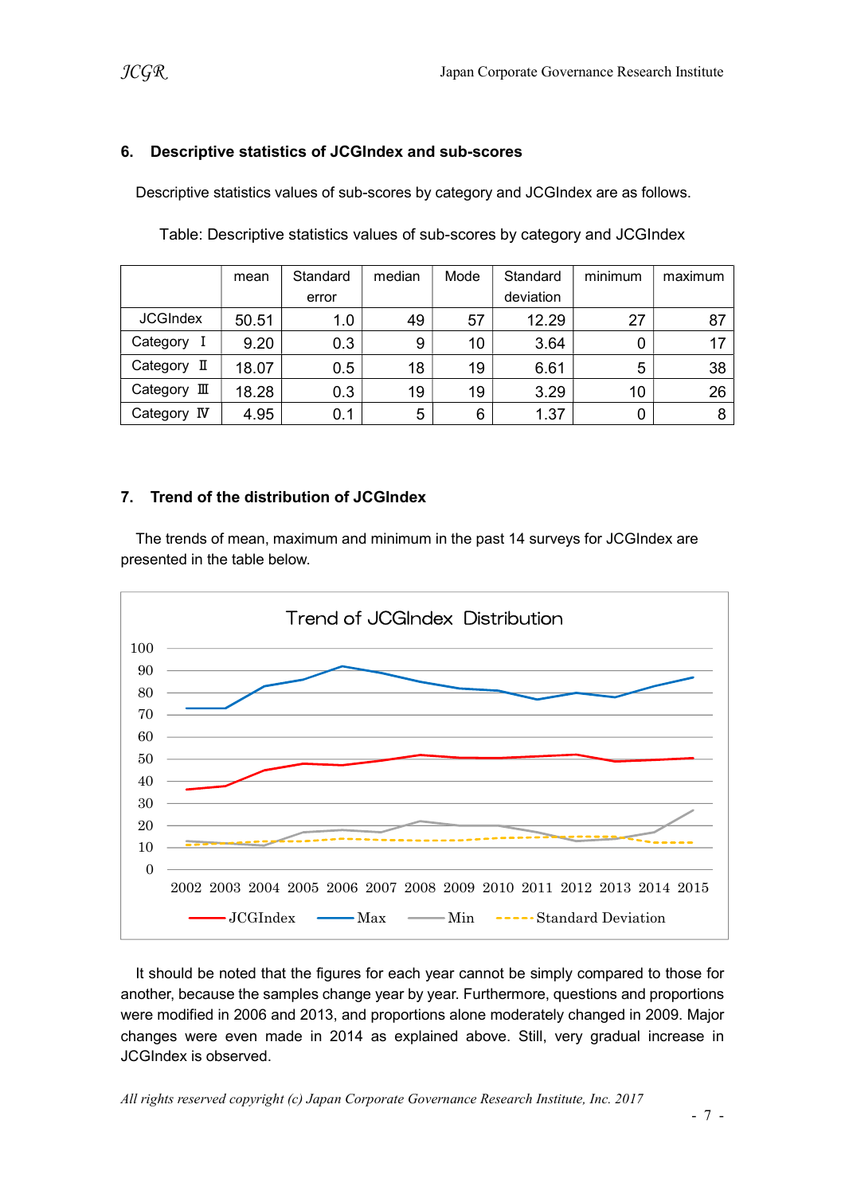## 6. Descriptive statistics of JCGIndex and sub-scores

Descriptive statistics values of sub-scores by category and JCGIndex are as follows.

Table: Descriptive statistics values of sub-scores by category and JCGIndex

| | mean | Standard error | median | Mode | Standard deviation | minimum | maximum |
|---|---|---|---|---|---|---|---|
| JCGIndex | 50.51 | 1.0 | 49 | 57 | 12.29 | 27 | 87 |
| Category Ⅰ | 9.20 | 0.3 | 9 | 10 | 3.64 | 0 | 17 |
| Category Ⅱ | 18.07 | 0.5 | 18 | 19 | 6.61 | 5 | 38 |
| Category Ⅲ | 18.28 | 0.3 | 19 | 19 | 3.29 | 10 | 26 |
| Category Ⅳ | 4.95 | 0.1 | 5 | 6 | 1.37 | 0 | 8 |

## 7. Trend of the distribution of JCGIndex

The trends of mean, maximum and minimum in the past 14 surveys for JCGIndex are presented in the table below.

Trend of JCGIndex Distribution

It should be noted that the figures for each year cannot be simply compared to those for another, because the samples change year by year. Furthermore, questions and proportions were modified in 2006 and 2013, and proportions alone moderately changed in 2009. Major changes were even made in 2014 as explained above. Still, very gradual increase in JCGIndex is observed.

*All rights reserved copyright (c) Japan Corporate Governance Research Institute, Inc. 2017*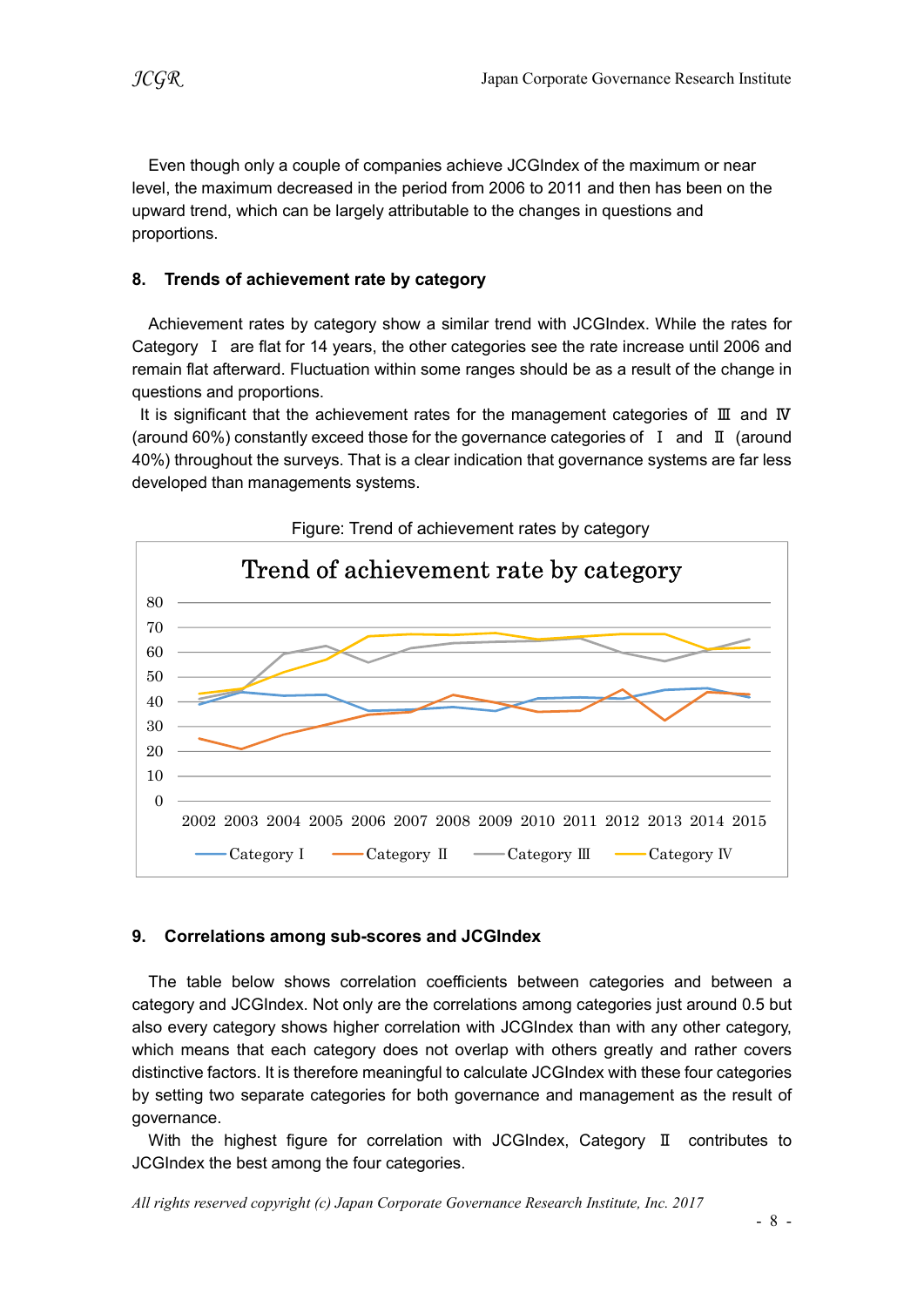Even though only a couple of companies achieve JCGIndex of the maximum or near level, the maximum decreased in the period from 2006 to 2011 and then has been on the upward trend, which can be largely attributable to the changes in questions and proportions.

## 8. Trends of achievement rate by category

Achievement rates by category show a similar trend with JCGIndex. While the rates for Category Ⅰ are flat for 14 years, the other categories see the rate increase until 2006 and remain flat afterward. Fluctuation within some ranges should be as a result of the change in questions and proportions.

It is significant that the achievement rates for the management categories of Ⅲ and Ⅳ (around 60%) constantly exceed those for the governance categories of Ⅰ and Ⅱ (around 40%) throughout the surveys. That is a clear indication that governance systems are far less developed than managements systems.

Figure: Trend of achievement rates by category

## 9. Correlations among sub-scores and JCGIndex

The table below shows correlation coefficients between categories and between a category and JCGIndex. Not only are the correlations among categories just around 0.5 but also every category shows higher correlation with JCGIndex than with any other category, which means that each category does not overlap with others greatly and rather covers distinctive factors. It is therefore meaningful to calculate JCGIndex with these four categories by setting two separate categories for both governance and management as the result of governance.

With the highest figure for correlation with JCGIndex, Category Ⅱ contributes to JCGIndex the best among the four categories.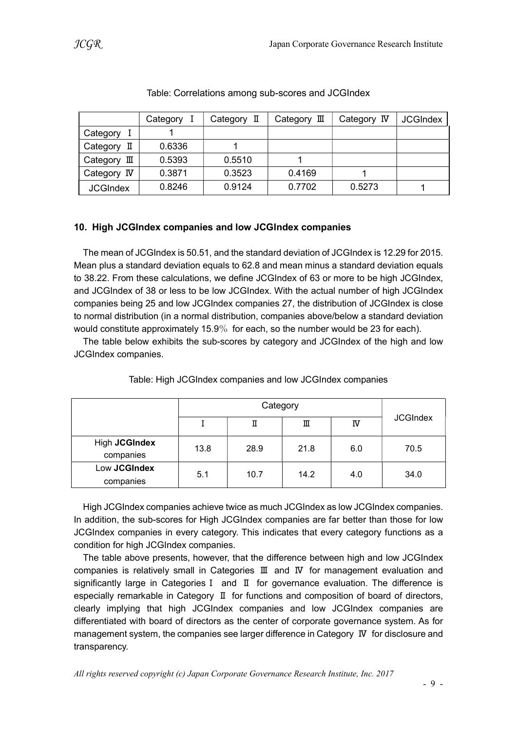Table: Correlations among sub-scores and JCGIndex

| | Category Ⅰ | Category Ⅱ | Category Ⅲ | Category Ⅳ | JCGIndex |
|---|---|---|---|---|---|
| Category Ⅰ | 1 | | | | |
| Category Ⅱ | 0.6336 | 1 | | | |
| Category Ⅲ | 0.5393 | 0.5510 | 1 | | |
| Category Ⅳ | 0.3871 | 0.3523 | 0.4169 | 1 | |
| JCGIndex | 0.8246 | 0.9124 | 0.7702 | 0.5273 | 1 |

## 10. High JCGIndex companies and low JCGIndex companies

The mean of JCGIndex is 50.51, and the standard deviation of JCGIndex is 12.29 for 2015. Mean plus a standard deviation equals to 62.8 and mean minus a standard deviation equals to 38.22. From these calculations, we define JCGIndex of 63 or more to be high JCGIndex, and JCGIndex of 38 or less to be low JCGIndex. With the actual number of high JCGIndex companies being 25 and low JCGIndex companies 27, the distribution of JCGIndex is close to normal distribution (in a normal distribution, companies above/below a standard deviation would constitute approximately 15.9％ for each, so the number would be 23 for each).

The table below exhibits the sub-scores by category and JCGIndex of the high and low JCGIndex companies.

Table: High JCGIndex companies and low JCGIndex companies

| | Category | | | | JCGIndex |
|---|---|---|---|---|---|
| | Ⅰ | Ⅱ | Ⅲ | Ⅳ | |
| High **JCGIndex** companies | 13.8 | 28.9 | 21.8 | 6.0 | 70.5 |
| Low **JCGIndex** companies | 5.1 | 10.7 | 14.2 | 4.0 | 34.0 |

High JCGIndex companies achieve twice as much JCGIndex as low JCGIndex companies. In addition, the sub-scores for High JCGIndex companies are far better than those for low JCGIndex companies in every category. This indicates that every category functions as a condition for high JCGIndex companies.

The table above presents, however, that the difference between high and low JCGIndex companies is relatively small in Categories Ⅲ and Ⅳ for management evaluation and significantly large in Categories Ⅰ and Ⅱ for governance evaluation. The difference is especially remarkable in Category Ⅱ for functions and composition of board of directors, clearly implying that high JCGIndex companies and low JCGIndex companies are differentiated with board of directors as the center of corporate governance system. As for management system, the companies see larger difference in Category Ⅳ for disclosure and transparency.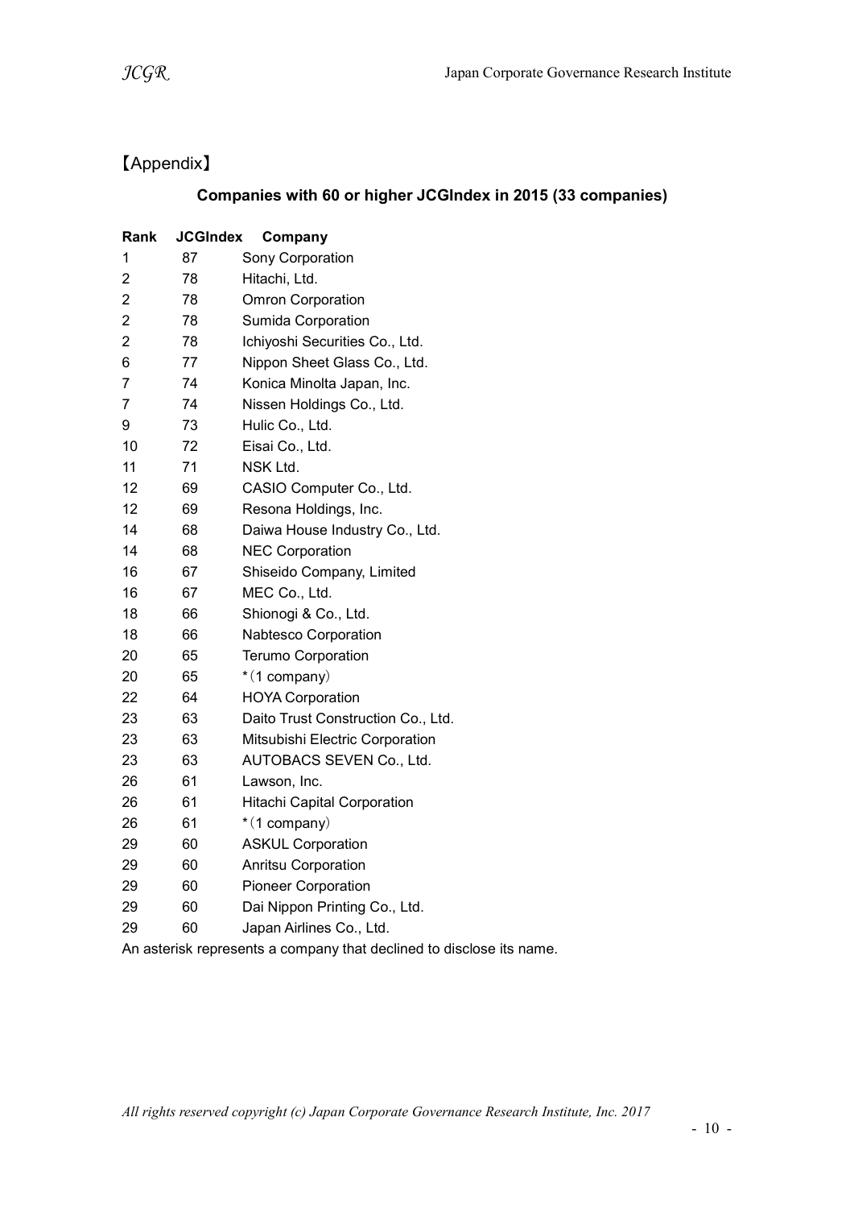【Appendix】

## Companies with 60 or higher JCGIndex in 2015 (33 companies)

| Rank | JCGIndex | Company |
|---|---|---|
| 1 | 87 | Sony Corporation |
| 2 | 78 | Hitachi, Ltd. |
| 2 | 78 | Omron Corporation |
| 2 | 78 | Sumida Corporation |
| 2 | 78 | Ichiyoshi Securities Co., Ltd. |
| 6 | 77 | Nippon Sheet Glass Co., Ltd. |
| 7 | 74 | Konica Minolta Japan, Inc. |
| 7 | 74 | Nissen Holdings Co., Ltd. |
| 9 | 73 | Hulic Co., Ltd. |
| 10 | 72 | Eisai Co., Ltd. |
| 11 | 71 | NSK Ltd. |
| 12 | 69 | CASIO Computer Co., Ltd. |
| 12 | 69 | Resona Holdings, Inc. |
| 14 | 68 | Daiwa House Industry Co., Ltd. |
| 14 | 68 | NEC Corporation |
| 16 | 67 | Shiseido Company, Limited |
| 16 | 67 | MEC Co., Ltd. |
| 18 | 66 | Shionogi & Co., Ltd. |
| 18 | 66 | Nabtesco Corporation |
| 20 | 65 | Terumo Corporation |
| 20 | 65 | *（1 company） |
| 22 | 64 | HOYA Corporation |
| 23 | 63 | Daito Trust Construction Co., Ltd. |
| 23 | 63 | Mitsubishi Electric Corporation |
| 23 | 63 | AUTOBACS SEVEN Co., Ltd. |
| 26 | 61 | Lawson, Inc. |
| 26 | 61 | Hitachi Capital Corporation |
| 26 | 61 | *（1 company） |
| 29 | 60 | ASKUL Corporation |
| 29 | 60 | Anritsu Corporation |
| 29 | 60 | Pioneer Corporation |
| 29 | 60 | Dai Nippon Printing Co., Ltd. |
| 29 | 60 | Japan Airlines Co., Ltd. |

An asterisk represents a company that declined to disclose its name.